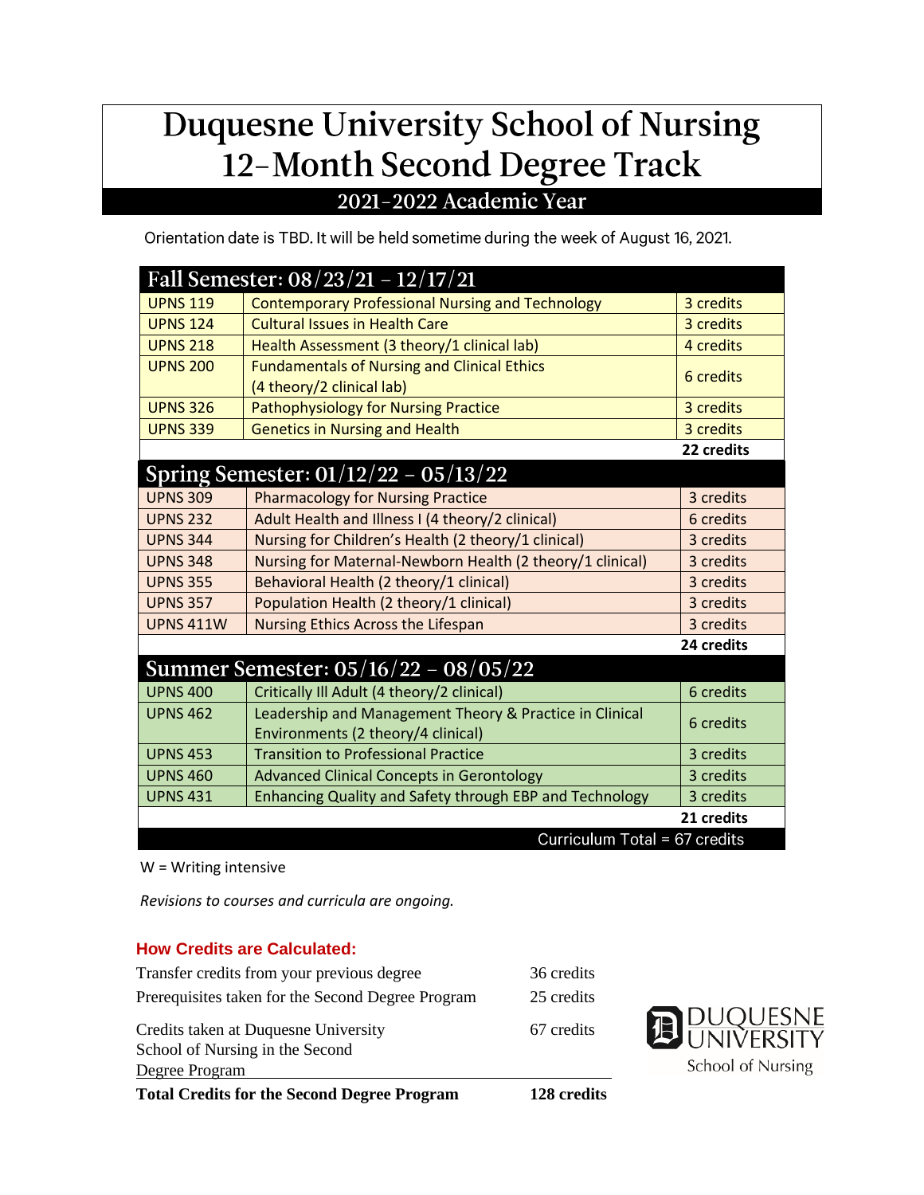# Duquesne University School of Nursing
# 12-Month Second Degree Track

## 2021-2022 Academic Year

Orientation date is TBD. It will be held sometime during the week of August 16, 2021.

| Fall Semester: 08/23/21 – 12/17/21 | | |
|---|---|---|
| UPNS 119 | Contemporary Professional Nursing and Technology | 3 credits |
| UPNS 124 | Cultural Issues in Health Care | 3 credits |
| UPNS 218 | Health Assessment (3 theory/1 clinical lab) | 4 credits |
| UPNS 200 | Fundamentals of Nursing and Clinical Ethics (4 theory/2 clinical lab) | 6 credits |
| UPNS 326 | Pathophysiology for Nursing Practice | 3 credits |
| UPNS 339 | Genetics in Nursing and Health | 3 credits |
| | | **22 credits** |
| **Spring Semester: 01/12/22 – 05/13/22** | | |
| UPNS 309 | Pharmacology for Nursing Practice | 3 credits |
| UPNS 232 | Adult Health and Illness I (4 theory/2 clinical) | 6 credits |
| UPNS 344 | Nursing for Children's Health (2 theory/1 clinical) | 3 credits |
| UPNS 348 | Nursing for Maternal-Newborn Health (2 theory/1 clinical) | 3 credits |
| UPNS 355 | Behavioral Health (2 theory/1 clinical) | 3 credits |
| UPNS 357 | Population Health (2 theory/1 clinical) | 3 credits |
| UPNS 411W | Nursing Ethics Across the Lifespan | 3 credits |
| | | **24 credits** |
| **Summer Semester: 05/16/22 – 08/05/22** | | |
| UPNS 400 | Critically Ill Adult (4 theory/2 clinical) | 6 credits |
| UPNS 462 | Leadership and Management Theory & Practice in Clinical Environments (2 theory/4 clinical) | 6 credits |
| UPNS 453 | Transition to Professional Practice | 3 credits |
| UPNS 460 | Advanced Clinical Concepts in Gerontology | 3 credits |
| UPNS 431 | Enhancing Quality and Safety through EBP and Technology | 3 credits |
| | | **21 credits** |
| | | Curriculum Total = 67 credits |

W = Writing intensive

*Revisions to courses and curricula are ongoing.*

### How Credits are Calculated:

| | |
|---|---|
| Transfer credits from your previous degree | 36 credits |
| Prerequisites taken for the Second Degree Program | 25 credits |
| Credits taken at Duquesne University School of Nursing in the Second Degree Program | 67 credits |
| **Total Credits for the Second Degree Program** | **128 credits** |

DUQUESNE UNIVERSITY
School of Nursing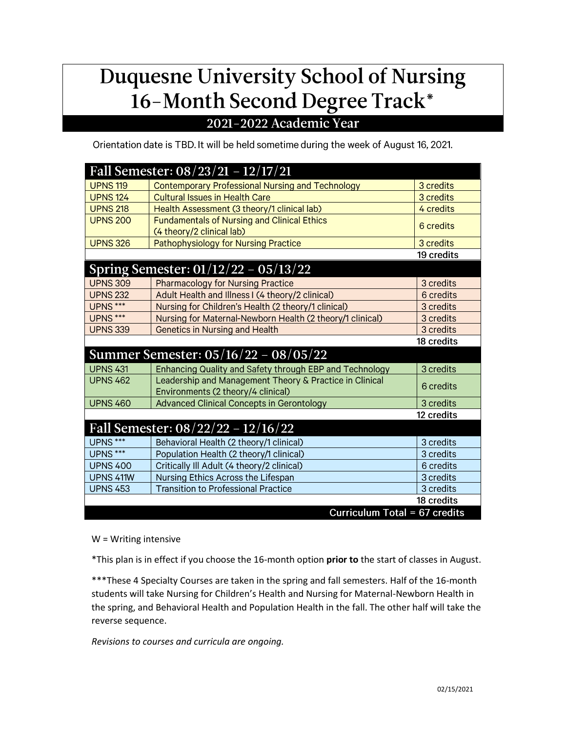# Duquesne University School of Nursing 16-Month Second Degree Track*

## 2021-2022 Academic Year

Orientation date is TBD. It will be held sometime during the week of August 16, 2021.

| | | |
|---|---|---|
| **Fall Semester: 08/23/21 – 12/17/21** | | |
| UPNS 119 | Contemporary Professional Nursing and Technology | 3 credits |
| UPNS 124 | Cultural Issues in Health Care | 3 credits |
| UPNS 218 | Health Assessment (3 theory/1 clinical lab) | 4 credits |
| UPNS 200 | Fundamentals of Nursing and Clinical Ethics (4 theory/2 clinical lab) | 6 credits |
| UPNS 326 | Pathophysiology for Nursing Practice | 3 credits |
| | | 19 credits |
| **Spring Semester: 01/12/22 – 05/13/22** | | |
| UPNS 309 | Pharmacology for Nursing Practice | 3 credits |
| UPNS 232 | Adult Health and Illness I (4 theory/2 clinical) | 6 credits |
| UPNS *** | Nursing for Children's Health (2 theory/1 clinical) | 3 credits |
| UPNS *** | Nursing for Maternal-Newborn Health (2 theory/1 clinical) | 3 credits |
| UPNS 339 | Genetics in Nursing and Health | 3 credits |
| | | 18 credits |
| **Summer Semester: 05/16/22 – 08/05/22** | | |
| UPNS 431 | Enhancing Quality and Safety through EBP and Technology | 3 credits |
| UPNS 462 | Leadership and Management Theory & Practice in Clinical Environments (2 theory/4 clinical) | 6 credits |
| UPNS 460 | Advanced Clinical Concepts in Gerontology | 3 credits |
| | | 12 credits |
| **Fall Semester: 08/22/22 – 12/16/22** | | |
| UPNS *** | Behavioral Health (2 theory/1 clinical) | 3 credits |
| UPNS *** | Population Health (2 theory/1 clinical) | 3 credits |
| UPNS 400 | Critically Ill Adult (4 theory/2 clinical) | 6 credits |
| UPNS 411W | Nursing Ethics Across the Lifespan | 3 credits |
| UPNS 453 | Transition to Professional Practice | 3 credits |
| | | 18 credits |
| | | **Curriculum Total = 67 credits** |

W = Writing intensive

*This plan is in effect if you choose the 16-month option **prior to** the start of classes in August.

***These 4 Specialty Courses are taken in the spring and fall semesters. Half of the 16-month students will take Nursing for Children's Health and Nursing for Maternal-Newborn Health in the spring, and Behavioral Health and Population Health in the fall. The other half will take the reverse sequence.

*Revisions to courses and curricula are ongoing.*

02/15/2021